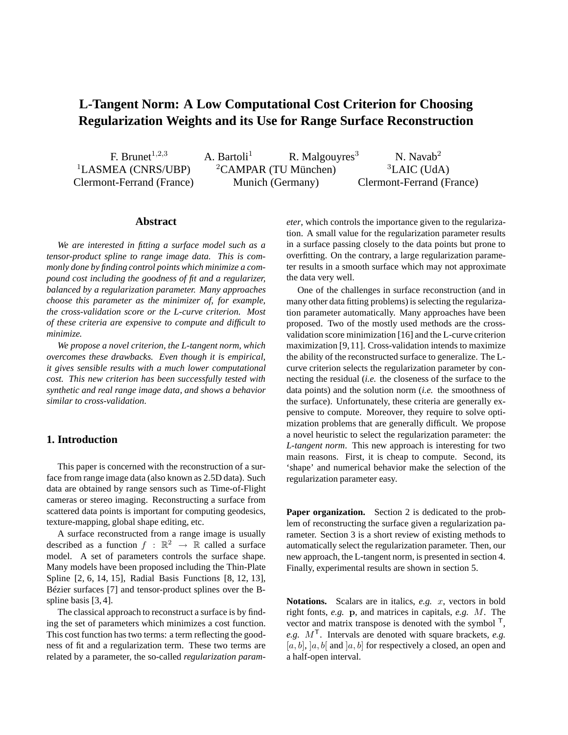# L-Tangent Norm: A Low Computational Cost Criterion for Choosing Regularization Weights and its Use for Range Surface Reconstruction

F. Brunet[1,2,3] A. Bartoli[1] R. Malgouyres[3] N. Navab[2]

[1]LASMEA (CNRS/UBP) Clermont-Ferrand (France)

[2]CAMPAR (TU München) Munich (Germany)

[3]LAIC (UdA) Clermont-Ferrand (France)

## Abstract

*We are interested in fitting a surface model such as a tensor-product spline to range image data. This is commonly done by finding control points which minimize a compound cost including the goodness of fit and a regularizer, balanced by a regularization parameter. Many approaches choose this parameter as the minimizer of, for example, the cross-validation score or the L-curve criterion. Most of these criteria are expensive to compute and difficult to minimize.*

*We propose a novel criterion, the L-tangent norm, which overcomes these drawbacks. Even though it is empirical, it gives sensible results with a much lower computational cost. This new criterion has been successfully tested with synthetic and real range image data, and shows a behavior similar to cross-validation.*

## 1. Introduction

This paper is concerned with the reconstruction of a surface from range image data (also known as 2.5D data). Such data are obtained by range sensors such as Time-of-Flight cameras or stereo imaging. Reconstructing a surface from scattered data points is important for computing geodesics, texture-mapping, global shape editing, etc.

A surface reconstructed from a range image is usually described as a function $f : \mathbb{R}^2 \rightarrow \mathbb{R}$ called a surface model. A set of parameters controls the surface shape. Many models have been proposed including the Thin-Plate Spline [2, 6, 14, 15], Radial Basis Functions [8, 12, 13], Bézier surfaces [7] and tensor-product splines over the B-spline basis [3, 4].

The classical approach to reconstruct a surface is by finding the set of parameters which minimizes a cost function. This cost function has two terms: a term reflecting the goodness of fit and a regularization term. These two terms are related by a parameter, the so-called *regularization parameter*, which controls the importance given to the regularization. A small value for the regularization parameter results in a surface passing closely to the data points but prone to overfitting. On the contrary, a large regularization parameter results in a smooth surface which may not approximate the data very well.

One of the challenges in surface reconstruction (and in many other data fitting problems) is selecting the regularization parameter automatically. Many approaches have been proposed. Two of the mostly used methods are the cross-validation score minimization [16] and the L-curve criterion maximization [9, 11]. Cross-validation intends to maximize the ability of the reconstructed surface to generalize. The L-curve criterion selects the regularization parameter by connecting the residual (*i.e.* the closeness of the surface to the data points) and the solution norm (*i.e.* the smoothness of the surface). Unfortunately, these criteria are generally expensive to compute. Moreover, they require to solve optimization problems that are generally difficult. We propose a novel heuristic to select the regularization parameter: the *L-tangent norm*. This new approach is interesting for two main reasons. First, it is cheap to compute. Second, its 'shape' and numerical behavior make the selection of the regularization parameter easy.

**Paper organization.** Section 2 is dedicated to the problem of reconstructing the surface given a regularization parameter. Section 3 is a short review of existing methods to automatically select the regularization parameter. Then, our new approach, the L-tangent norm, is presented in section 4. Finally, experimental results are shown in section 5.

**Notations.** Scalars are in italics, *e.g.* $x$, vectors in bold right fonts, *e.g.* $\mathbf{p}$, and matrices in capitals, *e.g.* $M$. The vector and matrix transpose is denoted with the symbol $^\mathsf{T}$, *e.g.* $M^\mathsf{T}$. Intervals are denoted with square brackets, *e.g.* $[a, b]$, $]a, b[$ and $]a, b]$ for respectively a closed, an open and a half-open interval.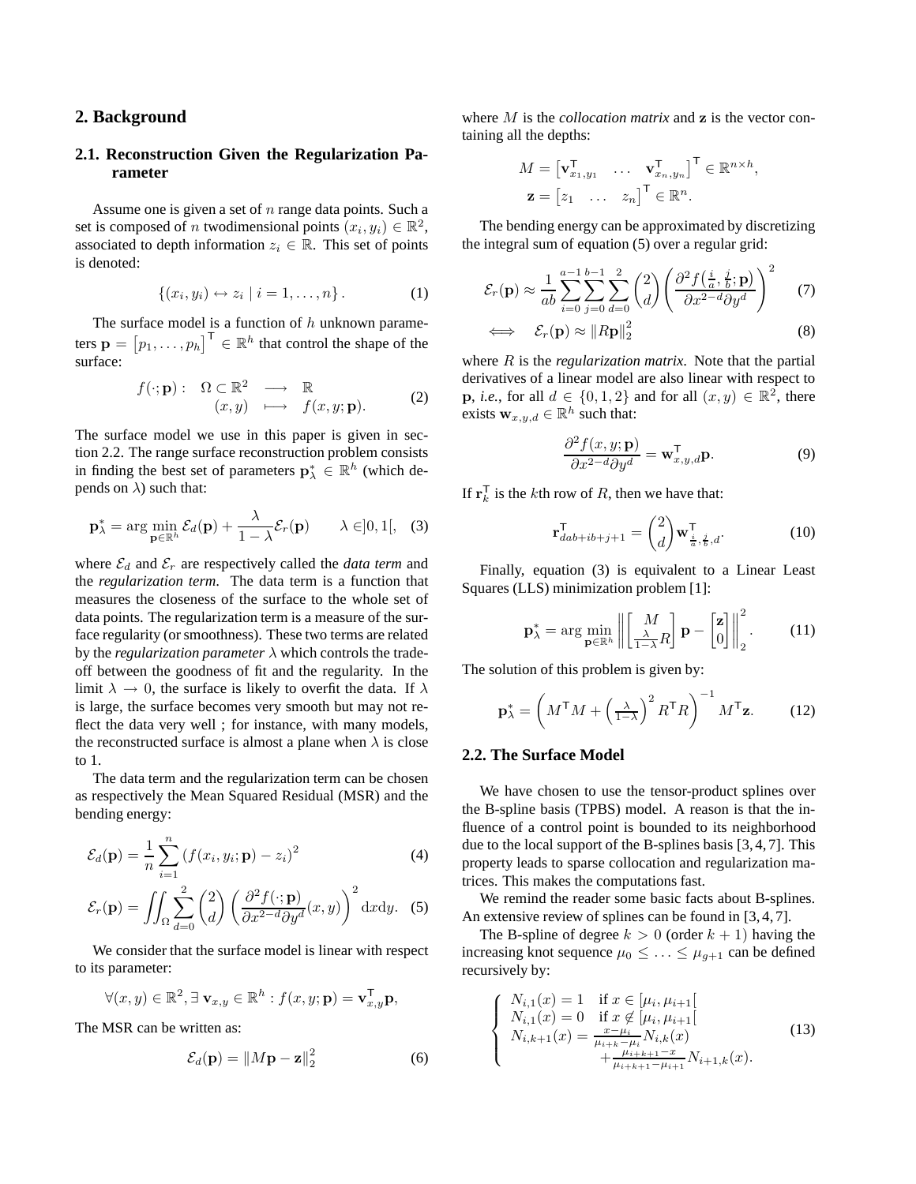## 2. Background

### 2.1. Reconstruction Given the Regularization Parameter

Assume one is given a set of $n$ range data points. Such a set is composed of $n$ twodimensional points $(x_i, y_i) \in \mathbb{R}^2$, associated to depth information $z_i \in \mathbb{R}$. This set of points is denoted:

$$\{(x_i, y_i) \leftrightarrow z_i \mid i = 1, \ldots, n\}. \tag{1}$$

The surface model is a function of $h$ unknown parameters $\mathbf{p} = \begin{bmatrix} p_1, \ldots, p_h \end{bmatrix}^\mathsf{T} \in \mathbb{R}^h$ that control the shape of the surface:

$$\begin{array}{rccl} f(\cdot; \mathbf{p}) : & \Omega \subset \mathbb{R}^2 & \longrightarrow & \mathbb{R} \\ & (x, y) & \longmapsto & f(x, y; \mathbf{p}). \end{array} \tag{2}$$

The surface model we use in this paper is given in section 2.2. The range surface reconstruction problem consists in finding the best set of parameters $\mathbf{p}_\lambda^* \in \mathbb{R}^h$ (which depends on $\lambda$) such that:

$$\mathbf{p}_\lambda^* = \arg\min_{\mathbf{p} \in \mathbb{R}^h} \mathcal{E}_d(\mathbf{p}) + \frac{\lambda}{1-\lambda} \mathcal{E}_r(\mathbf{p}) \qquad \lambda \in ]0, 1[, \tag{3}$$

where $\mathcal{E}_d$ and $\mathcal{E}_r$ are respectively called the *data term* and the *regularization term*. The data term is a function that measures the closeness of the surface to the whole set of data points. The regularization term is a measure of the surface regularity (or smoothness). These two terms are related by the *regularization parameter* $\lambda$ which controls the tradeoff between the goodness of fit and the regularity. In the limit $\lambda \to 0$, the surface is likely to overfit the data. If $\lambda$ is large, the surface becomes very smooth but may not reflect the data very well ; for instance, with many models, the reconstructed surface is almost a plane when $\lambda$ is close to 1.

The data term and the regularization term can be chosen as respectively the Mean Squared Residual (MSR) and the bending energy:

$$\mathcal{E}_d(\mathbf{p}) = \frac{1}{n} \sum_{i=1}^{n} \left( f(x_i, y_i; \mathbf{p}) - z_i \right)^2 \tag{4}$$

$$\mathcal{E}_r(\mathbf{p}) = \iint_\Omega \sum_{d=0}^{2} \binom{2}{d} \left( \frac{\partial^2 f(\cdot; \mathbf{p})}{\partial x^{2-d} \partial y^d}(x, y) \right)^2 \mathrm{d}x\mathrm{d}y. \tag{5}$$

We consider that the surface model is linear with respect to its parameter:

$$\forall (x, y) \in \mathbb{R}^2, \exists\, \mathbf{v}_{x,y} \in \mathbb{R}^h : f(x, y; \mathbf{p}) = \mathbf{v}_{x,y}^\mathsf{T} \mathbf{p},$$

The MSR can be written as:

$$\mathcal{E}_d(\mathbf{p}) = \|M\mathbf{p} - \mathbf{z}\|_2^2 \tag{6}$$

where $M$ is the *collocation matrix* and $\mathbf{z}$ is the vector containing all the depths:

$$M = \begin{bmatrix} \mathbf{v}_{x_1,y_1}^\mathsf{T} & \ldots & \mathbf{v}_{x_n,y_n}^\mathsf{T} \end{bmatrix}^\mathsf{T} \in \mathbb{R}^{n \times h},$$
$$\mathbf{z} = \begin{bmatrix} z_1 & \ldots & z_n \end{bmatrix}^\mathsf{T} \in \mathbb{R}^n.$$

The bending energy can be approximated by discretizing the integral sum of equation (5) over a regular grid:

$$\mathcal{E}_r(\mathbf{p}) \approx \frac{1}{ab} \sum_{i=0}^{a-1} \sum_{j=0}^{b-1} \sum_{d=0}^{2} \binom{2}{d} \left( \frac{\partial^2 f\left(\frac{i}{a}, \frac{j}{b}; \mathbf{p}\right)}{\partial x^{2-d} \partial y^d} \right)^2 \tag{7}$$

$$\iff \quad \mathcal{E}_r(\mathbf{p}) \approx \|R\mathbf{p}\|_2^2 \tag{8}$$

where $R$ is the *regularization matrix*. Note that the partial derivatives of a linear model are also linear with respect to $\mathbf{p}$, *i.e.*, for all $d \in \{0, 1, 2\}$ and for all $(x, y) \in \mathbb{R}^2$, there exists $\mathbf{w}_{x,y,d} \in \mathbb{R}^h$ such that:

$$\frac{\partial^2 f(x, y; \mathbf{p})}{\partial x^{2-d} \partial y^d} = \mathbf{w}_{x,y,d}^\mathsf{T} \mathbf{p}. \tag{9}$$

If $\mathbf{r}_k^\mathsf{T}$ is the $k$th row of $R$, then we have that:

$$\mathbf{r}_{dab+ib+j+1}^\mathsf{T} = \binom{2}{d} \mathbf{w}_{\frac{i}{a}, \frac{j}{b}, d}^\mathsf{T}. \tag{10}$$

Finally, equation (3) is equivalent to a Linear Least Squares (LLS) minimization problem [1]:

$$\mathbf{p}_\lambda^* = \arg\min_{\mathbf{p} \in \mathbb{R}^h} \left\| \begin{bmatrix} M \\ \frac{\lambda}{1-\lambda} R \end{bmatrix} \mathbf{p} - \begin{bmatrix} \mathbf{z} \\ 0 \end{bmatrix} \right\|_2^2. \tag{11}$$

The solution of this problem is given by:

$$\mathbf{p}_\lambda^* = \left( M^\mathsf{T} M + \left( \tfrac{\lambda}{1-\lambda} \right)^2 R^\mathsf{T} R \right)^{-1} M^\mathsf{T} \mathbf{z}. \tag{12}$$

### 2.2. The Surface Model

We have chosen to use the tensor-product splines over the B-spline basis (TPBS) model. A reason is that the influence of a control point is bounded to its neighborhood due to the local support of the B-splines basis [3, 4, 7]. This property leads to sparse collocation and regularization matrices. This makes the computations fast.

We remind the reader some basic facts about B-splines. An extensive review of splines can be found in [3, 4, 7].

The B-spline of degree $k > 0$ (order $k+1$) having the increasing knot sequence $\mu_0 \le \ldots \le \mu_{g+1}$ can be defined recursively by:

$$\left\{ \begin{array}{ll} N_{i,1}(x) = 1 & \text{if } x \in [\mu_i, \mu_{i+1}[ \\ N_{i,1}(x) = 0 & \text{if } x \notin [\mu_i, \mu_{i+1}[ \\ N_{i,k+1}(x) = \frac{x - \mu_i}{\mu_{i+k} - \mu_i} N_{i,k}(x) & \\ \qquad\qquad + \frac{\mu_{i+k+1} - x}{\mu_{i+k+1} - \mu_{i+1}} N_{i+1,k}(x). & \end{array} \right. \tag{13}$$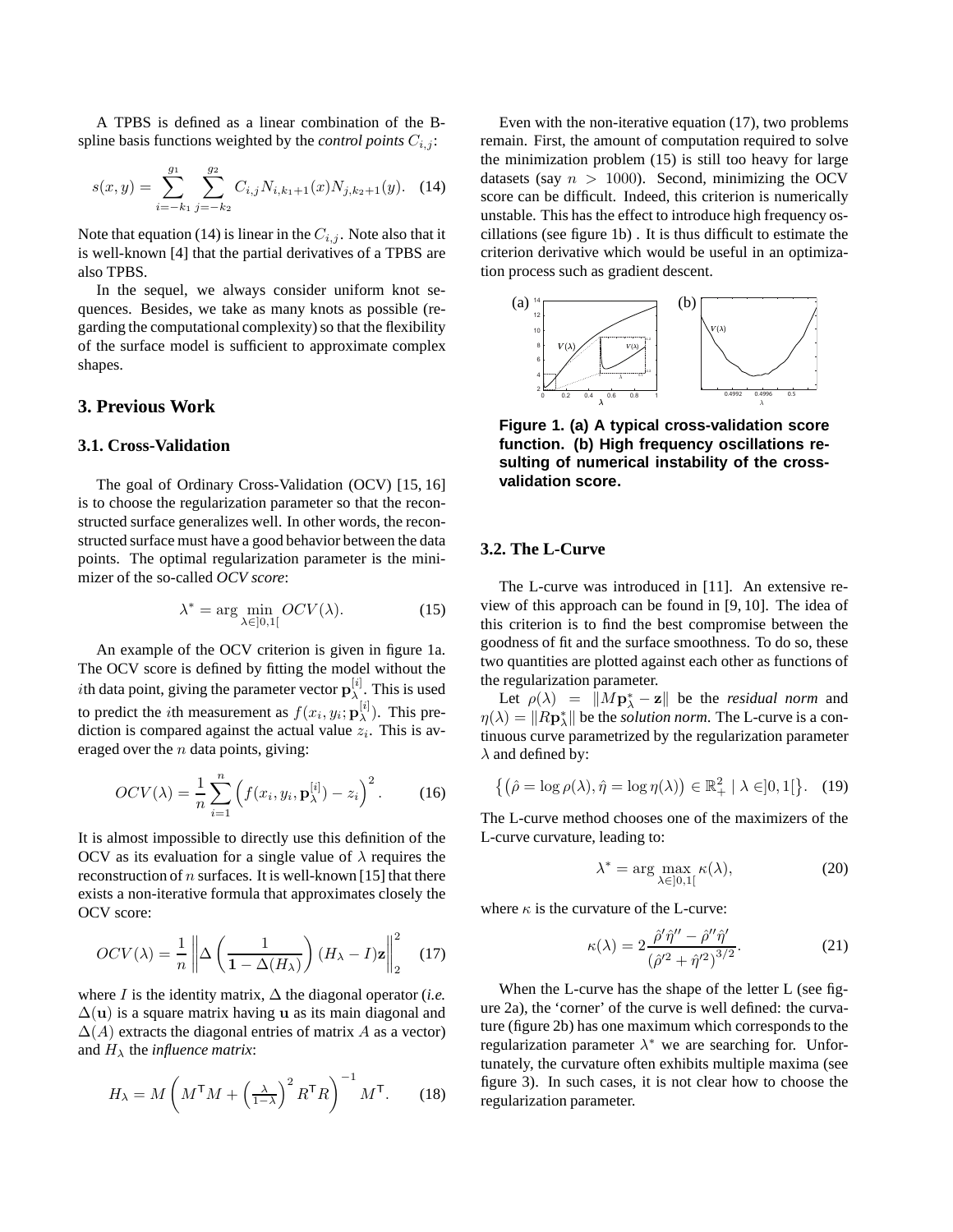A TPBS is defined as a linear combination of the B-spline basis functions weighted by the *control points* $C_{i,j}$:

$$s(x,y) = \sum_{i=-k_1}^{g_1} \sum_{j=-k_2}^{g_2} C_{i,j} N_{i,k_1+1}(x) N_{j,k_2+1}(y). \quad (14)$$

Note that equation (14) is linear in the $C_{i,j}$. Note also that it is well-known [4] that the partial derivatives of a TPBS are also TPBS.

In the sequel, we always consider uniform knot sequences. Besides, we take as many knots as possible (regarding the computational complexity) so that the flexibility of the surface model is sufficient to approximate complex shapes.

## 3. Previous Work

### 3.1. Cross-Validation

The goal of Ordinary Cross-Validation (OCV) [15, 16] is to choose the regularization parameter so that the reconstructed surface generalizes well. In other words, the reconstructed surface must have a good behavior between the data points. The optimal regularization parameter is the minimizer of the so-called *OCV score*:

$$\lambda^* = \arg \min_{\lambda \in ]0,1[} OCV(\lambda). \quad (15)$$

An example of the OCV criterion is given in figure 1a. The OCV score is defined by fitting the model without the $i$th data point, giving the parameter vector $\mathbf{p}_\lambda^{[i]}$. This is used to predict the $i$th measurement as $f(x_i, y_i; \mathbf{p}_\lambda^{[i]})$. This prediction is compared against the actual value $z_i$. This is averaged over the $n$ data points, giving:

$$OCV(\lambda) = \frac{1}{n} \sum_{i=1}^{n} \left( f(x_i, y_i, \mathbf{p}_\lambda^{[i]}) - z_i \right)^2. \quad (16)$$

It is almost impossible to directly use this definition of the OCV as its evaluation for a single value of $\lambda$ requires the reconstruction of $n$ surfaces. It is well-known [15] that there exists a non-iterative formula that approximates closely the OCV score:

$$OCV(\lambda) = \frac{1}{n} \left\| \Delta \left( \frac{1}{\mathbf{1} - \Delta(H_\lambda)} \right) (H_\lambda - I)\mathbf{z} \right\|_2^2 \quad (17)$$

where $I$ is the identity matrix, $\Delta$ the diagonal operator (*i.e.* $\Delta(\mathbf{u})$ is a square matrix having $\mathbf{u}$ as its main diagonal and $\Delta(A)$ extracts the diagonal entries of matrix $A$ as a vector) and $H_\lambda$ the *influence matrix*:

$$H_\lambda = M \left( M^\mathsf{T} M + \left( \tfrac{\lambda}{1-\lambda} \right)^2 R^\mathsf{T} R \right)^{-1} M^\mathsf{T}. \quad (18)$$

Even with the non-iterative equation (17), two problems remain. First, the amount of computation required to solve the minimization problem (15) is still too heavy for large datasets (say $n > 1000$). Second, minimizing the OCV score can be difficult. Indeed, this criterion is numerically unstable. This has the effect to introduce high frequency oscillations (see figure 1b) . It is thus difficult to estimate the criterion derivative which would be useful in an optimization process such as gradient descent.

**Figure 1. (a) A typical cross-validation score function. (b) High frequency oscillations resulting of numerical instability of the cross-validation score.**

### 3.2. The L-Curve

The L-curve was introduced in [11]. An extensive review of this approach can be found in [9, 10]. The idea of this criterion is to find the best compromise between the goodness of fit and the surface smoothness. To do so, these two quantities are plotted against each other as functions of the regularization parameter.

Let $\rho(\lambda) = \|M\mathbf{p}_\lambda^* - \mathbf{z}\|$ be the *residual norm* and $\eta(\lambda) = \|R\mathbf{p}_\lambda^*\|$ be the *solution norm*. The L-curve is a continuous curve parametrized by the regularization parameter $\lambda$ and defined by:

$$\left\{ \left( \hat{\rho} = \log \rho(\lambda), \hat{\eta} = \log \eta(\lambda) \right) \in \mathbb{R}_+^2 \mid \lambda \in ]0,1[ \right\}. \quad (19)$$

The L-curve method chooses one of the maximizers of the L-curve curvature, leading to:

$$\lambda^* = \arg \max_{\lambda \in ]0,1[} \kappa(\lambda), \quad (20)$$

where $\kappa$ is the curvature of the L-curve:

$$\kappa(\lambda) = 2 \frac{\hat{\rho}' \hat{\eta}'' - \hat{\rho}'' \hat{\eta}'}{\left( \hat{\rho}'^2 + \hat{\eta}'^2 \right)^{3/2}}. \quad (21)$$

When the L-curve has the shape of the letter L (see figure 2a), the 'corner' of the curve is well defined: the curvature (figure 2b) has one maximum which corresponds to the regularization parameter $\lambda^*$ we are searching for. Unfortunately, the curvature often exhibits multiple maxima (see figure 3). In such cases, it is not clear how to choose the regularization parameter.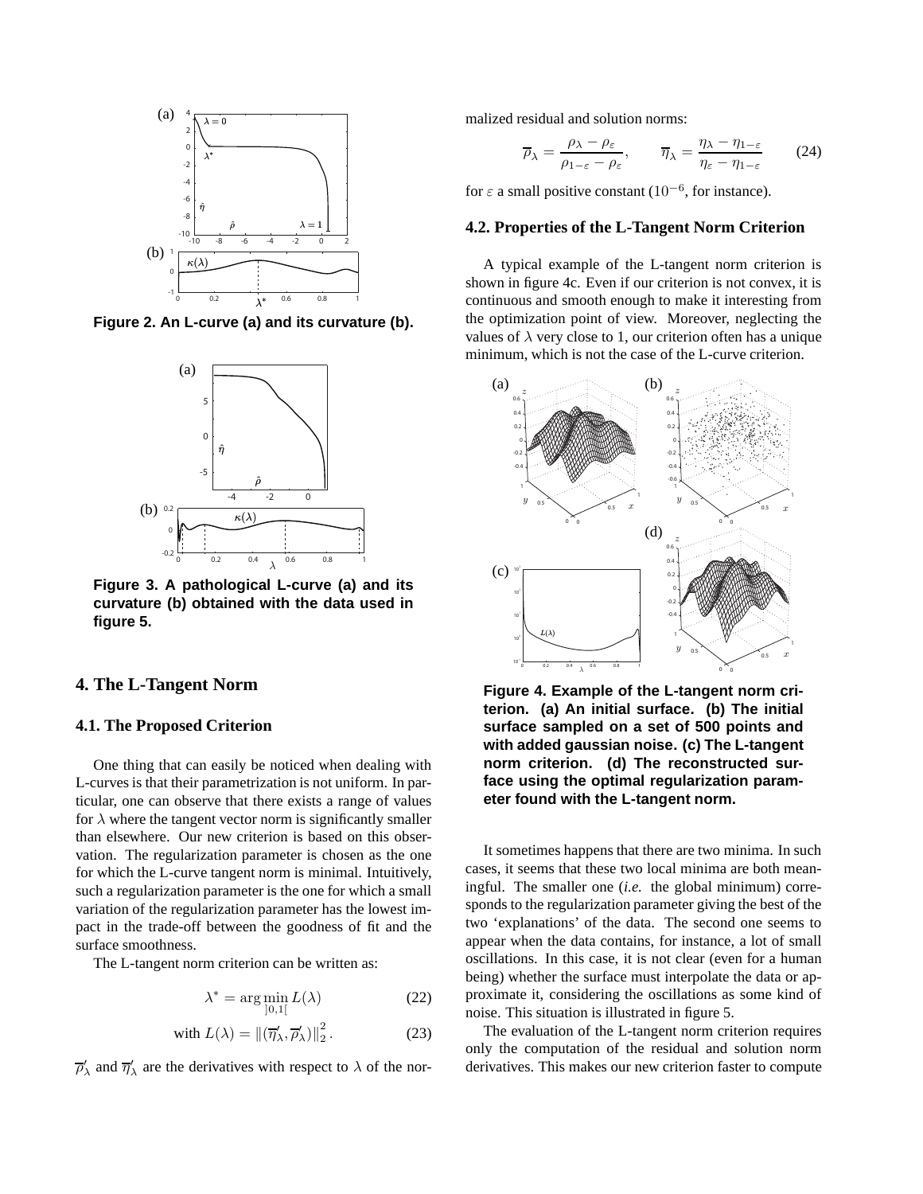Figure 2. An L-curve (a) and its curvature (b).

Figure 3. A pathological L-curve (a) and its curvature (b) obtained with the data used in figure 5.

## 4. The L-Tangent Norm

### 4.1. The Proposed Criterion

One thing that can easily be noticed when dealing with L-curves is that their parametrization is not uniform. In particular, one can observe that there exists a range of values for $\lambda$ where the tangent vector norm is significantly smaller than elsewhere. Our new criterion is based on this observation. The regularization parameter is chosen as the one for which the L-curve tangent norm is minimal. Intuitively, such a regularization parameter is the one for which a small variation of the regularization parameter has the lowest impact in the trade-off between the goodness of fit and the surface smoothness.

The L-tangent norm criterion can be written as:

$$\lambda^* = \arg\min_{]0,1[} L(\lambda) \tag{22}$$

$$\text{with } L(\lambda) = \|(\overline{\eta}'_\lambda, \overline{\rho}'_\lambda)\|_2^2 . \tag{23}$$

$\overline{\rho}'_\lambda$ and $\overline{\eta}'_\lambda$ are the derivatives with respect to $\lambda$ of the normalized residual and solution norms:

$$\overline{\rho}_\lambda = \frac{\rho_\lambda - \rho_\varepsilon}{\rho_{1-\varepsilon} - \rho_\varepsilon}, \qquad \overline{\eta}_\lambda = \frac{\eta_\lambda - \eta_{1-\varepsilon}}{\eta_\varepsilon - \eta_{1-\varepsilon}} \tag{24}$$

for $\varepsilon$ a small positive constant ($10^{-6}$, for instance).

### 4.2. Properties of the L-Tangent Norm Criterion

A typical example of the L-tangent norm criterion is shown in figure 4c. Even if our criterion is not convex, it is continuous and smooth enough to make it interesting from the optimization point of view. Moreover, neglecting the values of $\lambda$ very close to 1, our criterion often has a unique minimum, which is not the case of the L-curve criterion.

Figure 4. Example of the L-tangent norm criterion. (a) An initial surface. (b) The initial surface sampled on a set of 500 points and with added gaussian noise. (c) The L-tangent norm criterion. (d) The reconstructed surface using the optimal regularization parameter found with the L-tangent norm.

It sometimes happens that there are two minima. In such cases, it seems that these two local minima are both meaningful. The smaller one (*i.e.* the global minimum) corresponds to the regularization parameter giving the best of the two 'explanations' of the data. The second one seems to appear when the data contains, for instance, a lot of small oscillations. In this case, it is not clear (even for a human being) whether the surface must interpolate the data or approximate it, considering the oscillations as some kind of noise. This situation is illustrated in figure 5.

The evaluation of the L-tangent norm criterion requires only the computation of the residual and solution norm derivatives. This makes our new criterion faster to compute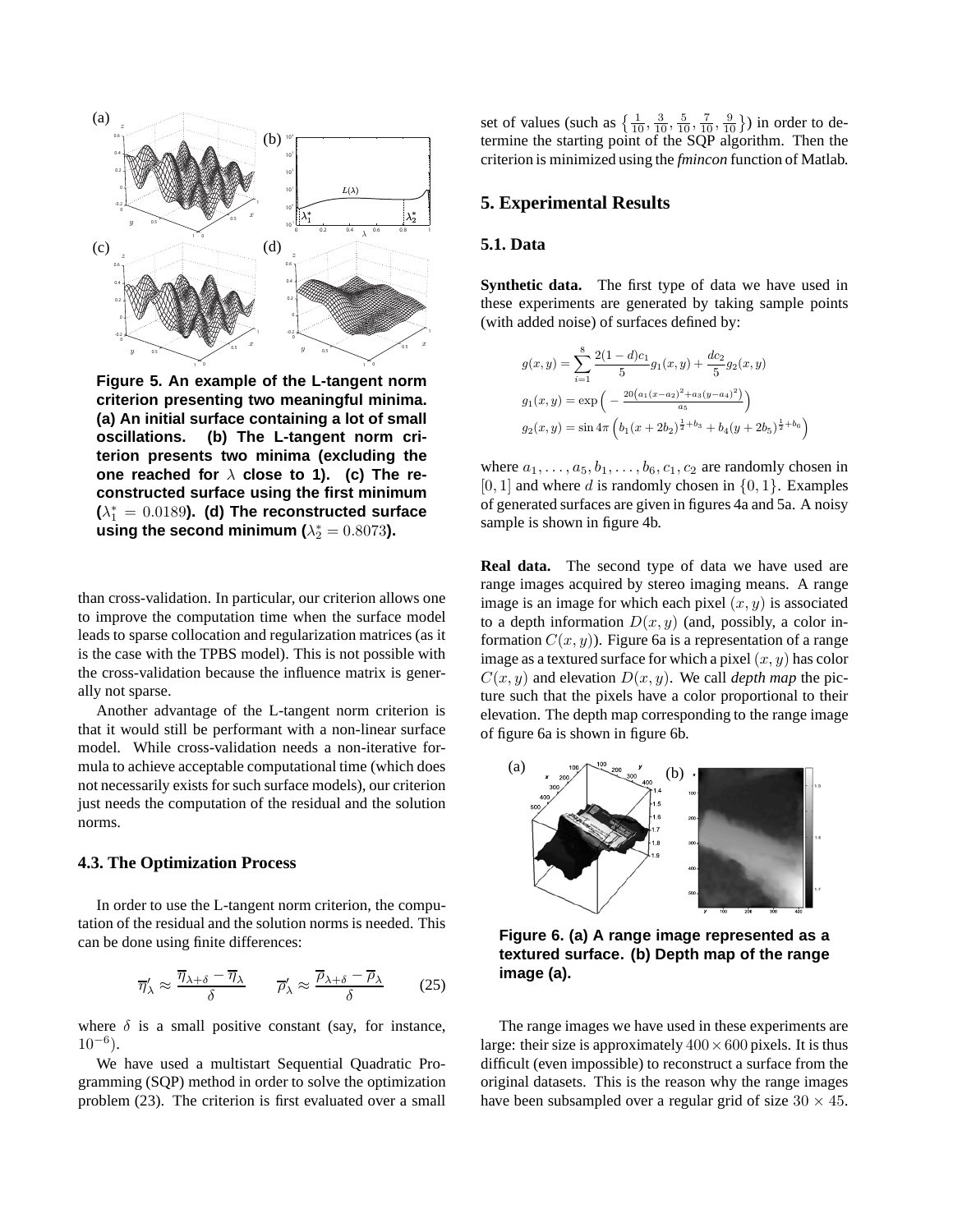**Figure 5. An example of the L-tangent norm criterion presenting two meaningful minima. (a) An initial surface containing a lot of small oscillations. (b) The L-tangent norm criterion presents two minima (excluding the one reached for $\lambda$ close to 1). (c) The reconstructed surface using the first minimum ($\lambda_1^* = 0.0189$). (d) The reconstructed surface using the second minimum ($\lambda_2^* = 0.8073$).**

than cross-validation. In particular, our criterion allows one to improve the computation time when the surface model leads to sparse collocation and regularization matrices (as it is the case with the TPBS model). This is not possible with the cross-validation because the influence matrix is generally not sparse.

Another advantage of the L-tangent norm criterion is that it would still be performant with a non-linear surface model. While cross-validation needs a non-iterative formula to achieve acceptable computational time (which does not necessarily exists for such surface models), our criterion just needs the computation of the residual and the solution norms.

### 4.3. The Optimization Process

In order to use the L-tangent norm criterion, the computation of the residual and the solution norms is needed. This can be done using finite differences:

$$\overline{\eta}'_\lambda \approx \frac{\overline{\eta}_{\lambda+\delta} - \overline{\eta}_\lambda}{\delta} \qquad \overline{\rho}'_\lambda \approx \frac{\overline{\rho}_{\lambda+\delta} - \overline{\rho}_\lambda}{\delta} \qquad (25)$$

where $\delta$ is a small positive constant (say, for instance, $10^{-6}$).

We have used a multistart Sequential Quadratic Programming (SQP) method in order to solve the optimization problem (23). The criterion is first evaluated over a small set of values (such as $\left\{\frac{1}{10}, \frac{3}{10}, \frac{5}{10}, \frac{7}{10}, \frac{9}{10}\right\}$) in order to determine the starting point of the SQP algorithm. Then the criterion is minimized using the *fmincon* function of Matlab.

## 5. Experimental Results

### 5.1. Data

**Synthetic data.** The first type of data we have used in these experiments are generated by taking sample points (with added noise) of surfaces defined by:

$$g(x,y) = \sum_{i=1}^{8} \frac{2(1-d)c_1}{5} g_1(x,y) + \frac{dc_2}{5} g_2(x,y)$$

$$g_1(x,y) = \exp\left(-\frac{20\left(a_1(x-a_2)^2 + a_3(y-a_4)^2\right)}{a_5}\right)$$

$$g_2(x,y) = \sin 4\pi \left(b_1(x+2b_2)^{\frac{1}{2}+b_3} + b_4(y+2b_5)^{\frac{1}{2}+b_6}\right)$$

where $a_1, \ldots, a_5, b_1, \ldots, b_6, c_1, c_2$ are randomly chosen in $[0,1]$ and where $d$ is randomly chosen in $\{0,1\}$. Examples of generated surfaces are given in figures 4a and 5a. A noisy sample is shown in figure 4b.

**Real data.** The second type of data we have used are range images acquired by stereo imaging means. A range image is an image for which each pixel $(x,y)$ is associated to a depth information $D(x,y)$ (and, possibly, a color information $C(x,y)$). Figure 6a is a representation of a range image as a textured surface for which a pixel $(x,y)$ has color $C(x,y)$ and elevation $D(x,y)$. We call *depth map* the picture such that the pixels have a color proportional to their elevation. The depth map corresponding to the range image of figure 6a is shown in figure 6b.

**Figure 6. (a) A range image represented as a textured surface. (b) Depth map of the range image (a).**

The range images we have used in these experiments are large: their size is approximately $400 \times 600$ pixels. It is thus difficult (even impossible) to reconstruct a surface from the original datasets. This is the reason why the range images have been subsampled over a regular grid of size $30 \times 45$.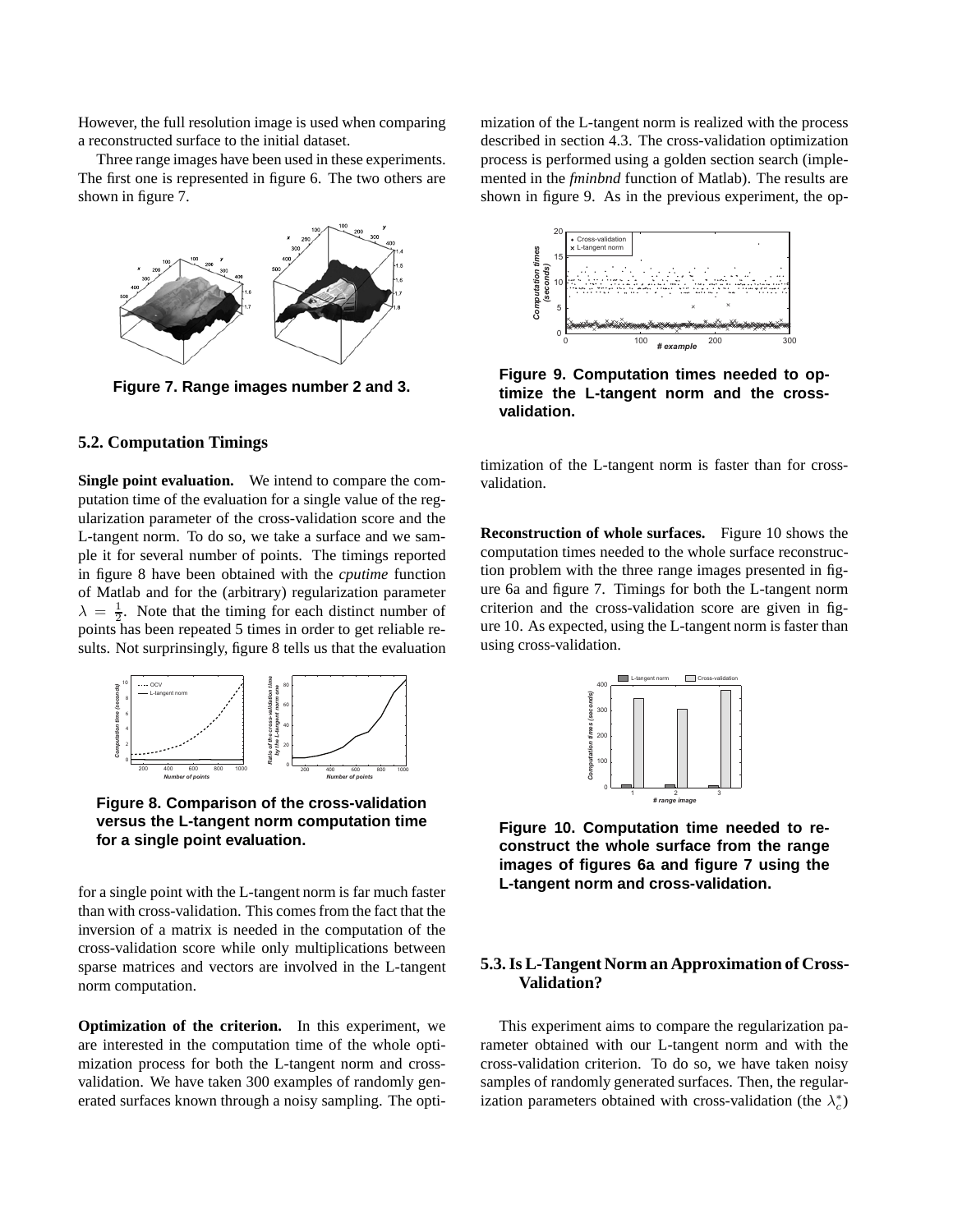However, the full resolution image is used when comparing a reconstructed surface to the initial dataset.

Three range images have been used in these experiments. The first one is represented in figure 6. The two others are shown in figure 7.

**Figure 7. Range images number 2 and 3.**

### 5.2. Computation Timings

**Single point evaluation.** We intend to compare the computation time of the evaluation for a single value of the regularization parameter of the cross-validation score and the L-tangent norm. To do so, we take a surface and we sample it for several number of points. The timings reported in figure 8 have been obtained with the *cputime* function of Matlab and for the (arbitrary) regularization parameter $\lambda = \frac{1}{2}$. Note that the timing for each distinct number of points has been repeated 5 times in order to get reliable results. Not surprinsingly, figure 8 tells us that the evaluation for a single point with the L-tangent norm is far much faster than with cross-validation. This comes from the fact that the inversion of a matrix is needed in the computation of the cross-validation score while only multiplications between sparse matrices and vectors are involved in the L-tangent norm computation.

**Figure 8. Comparison of the cross-validation versus the L-tangent norm computation time for a single point evaluation.**

**Optimization of the criterion.** In this experiment, we are interested in the computation time of the whole optimization process for both the L-tangent norm and cross-validation. We have taken 300 examples of randomly generated surfaces known through a noisy sampling. The optimization of the L-tangent norm is realized with the process described in section 4.3. The cross-validation optimization process is performed using a golden section search (implemented in the *fminbnd* function of Matlab). The results are shown in figure 9. As in the previous experiment, the optimization of the L-tangent norm is faster than for cross-validation.

**Figure 9. Computation times needed to optimize the L-tangent norm and the cross-validation.**

**Reconstruction of whole surfaces.** Figure 10 shows the computation times needed to the whole surface reconstruction problem with the three range images presented in figure 6a and figure 7. Timings for both the L-tangent norm criterion and the cross-validation score are given in figure 10. As expected, using the L-tangent norm is faster than using cross-validation.

**Figure 10. Computation time needed to reconstruct the whole surface from the range images of figures 6a and figure 7 using the L-tangent norm and cross-validation.**

### 5.3. Is L-Tangent Norm an Approximation of Cross-Validation?

This experiment aims to compare the regularization parameter obtained with our L-tangent norm and with the cross-validation criterion. To do so, we have taken noisy samples of randomly generated surfaces. Then, the regularization parameters obtained with cross-validation (the $\lambda_c^*$)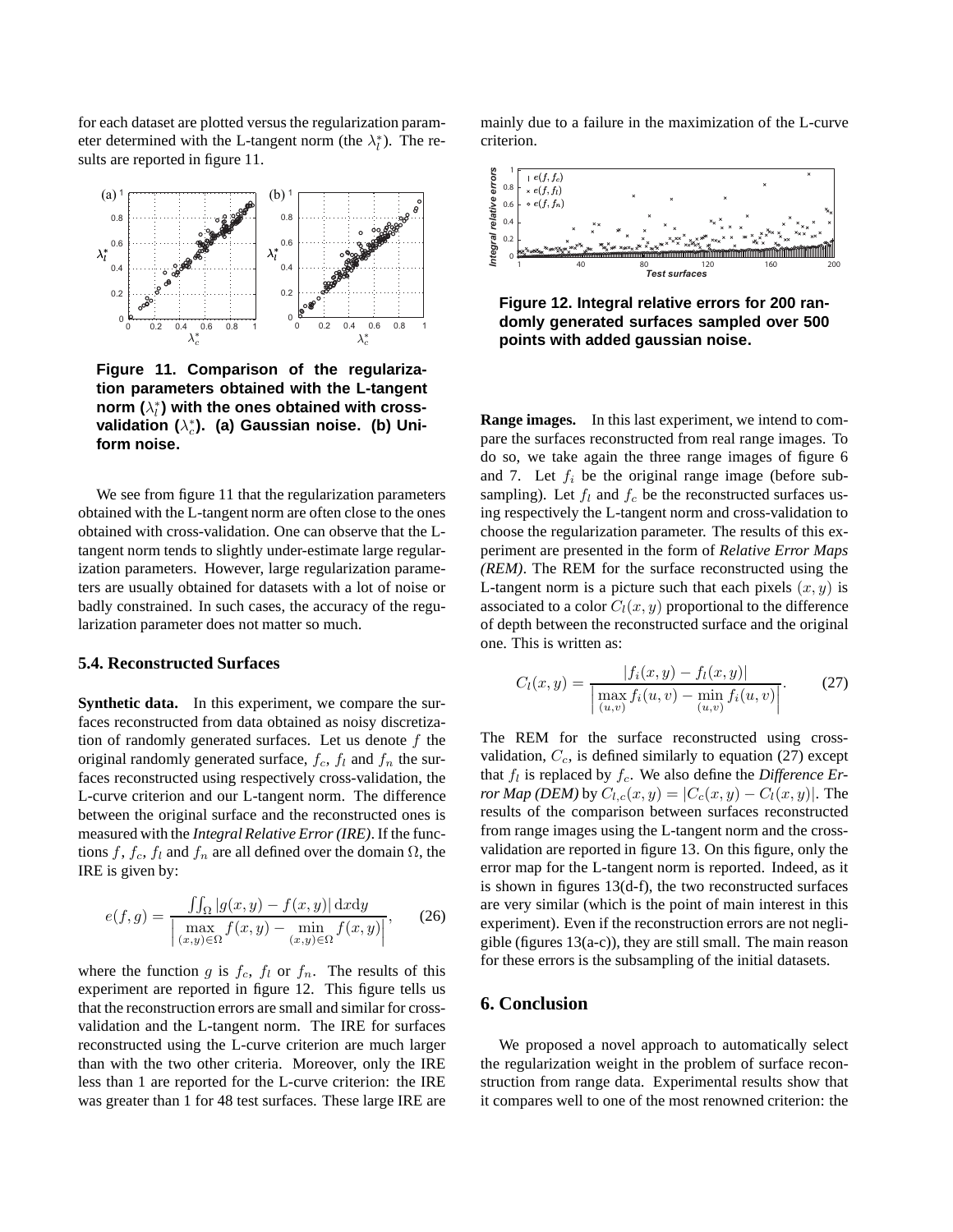for each dataset are plotted versus the regularization parameter determined with the L-tangent norm (the $\lambda_l^*$). The results are reported in figure 11.

**Figure 11. Comparison of the regularization parameters obtained with the L-tangent norm ($\lambda_l^*$) with the ones obtained with cross-validation ($\lambda_c^*$). (a) Gaussian noise. (b) Uniform noise.**

We see from figure 11 that the regularization parameters obtained with the L-tangent norm are often close to the ones obtained with cross-validation. One can observe that the L-tangent norm tends to slightly under-estimate large regularization parameters. However, large regularization parameters are usually obtained for datasets with a lot of noise or badly constrained. In such cases, the accuracy of the regularization parameter does not matter so much.

### 5.4. Reconstructed Surfaces

**Synthetic data.** In this experiment, we compare the surfaces reconstructed from data obtained as noisy discretization of randomly generated surfaces. Let us denote $f$ the original randomly generated surface, $f_c$, $f_l$ and $f_n$ the surfaces reconstructed using respectively cross-validation, the L-curve criterion and our L-tangent norm. The difference between the original surface and the reconstructed ones is measured with the *Integral Relative Error (IRE)*. If the functions $f$, $f_c$, $f_l$ and $f_n$ are all defined over the domain $\Omega$, the IRE is given by:

$$e(f,g) = \frac{\iint_\Omega |g(x,y) - f(x,y)| \, \mathrm{d}x\mathrm{d}y}{\left| \max\limits_{(x,y)\in\Omega} f(x,y) - \min\limits_{(x,y)\in\Omega} f(x,y) \right|}, \qquad (26)$$

where the function $g$ is $f_c$, $f_l$ or $f_n$. The results of this experiment are reported in figure 12. This figure tells us that the reconstruction errors are small and similar for cross-validation and the L-tangent norm. The IRE for surfaces reconstructed using the L-curve criterion are much larger than with the two other criteria. Moreover, only the IRE less than 1 are reported for the L-curve criterion: the IRE was greater than 1 for 48 test surfaces. These large IRE are mainly due to a failure in the maximization of the L-curve criterion.

**Figure 12. Integral relative errors for 200 randomly generated surfaces sampled over 500 points with added gaussian noise.**

**Range images.** In this last experiment, we intend to compare the surfaces reconstructed from real range images. To do so, we take again the three range images of figure 6 and 7. Let $f_i$ be the original range image (before subsampling). Let $f_l$ and $f_c$ be the reconstructed surfaces using respectively the L-tangent norm and cross-validation to choose the regularization parameter. The results of this experiment are presented in the form of *Relative Error Maps (REM)*. The REM for the surface reconstructed using the L-tangent norm is a picture such that each pixels $(x, y)$ is associated to a color $C_l(x, y)$ proportional to the difference of depth between the reconstructed surface and the original one. This is written as:

$$C_l(x,y) = \frac{|f_i(x,y) - f_l(x,y)|}{\left| \max\limits_{(u,v)} f_i(u,v) - \min\limits_{(u,v)} f_i(u,v) \right|}. \qquad (27)$$

The REM for the surface reconstructed using cross-validation, $C_c$, is defined similarly to equation (27) except that $f_l$ is replaced by $f_c$. We also define the *Difference Error Map (DEM)* by $C_{l,c}(x, y) = |C_c(x, y) - C_l(x, y)|$. The results of the comparison between surfaces reconstructed from range images using the L-tangent norm and the cross-validation are reported in figure 13. On this figure, only the error map for the L-tangent norm is reported. Indeed, as it is shown in figures 13(d-f), the two reconstructed surfaces are very similar (which is the point of main interest in this experiment). Even if the reconstruction errors are not negligible (figures 13(a-c)), they are still small. The main reason for these errors is the subsampling of the initial datasets.

## 6. Conclusion

We proposed a novel approach to automatically select the regularization weight in the problem of surface reconstruction from range data. Experimental results show that it compares well to one of the most renowned criterion: the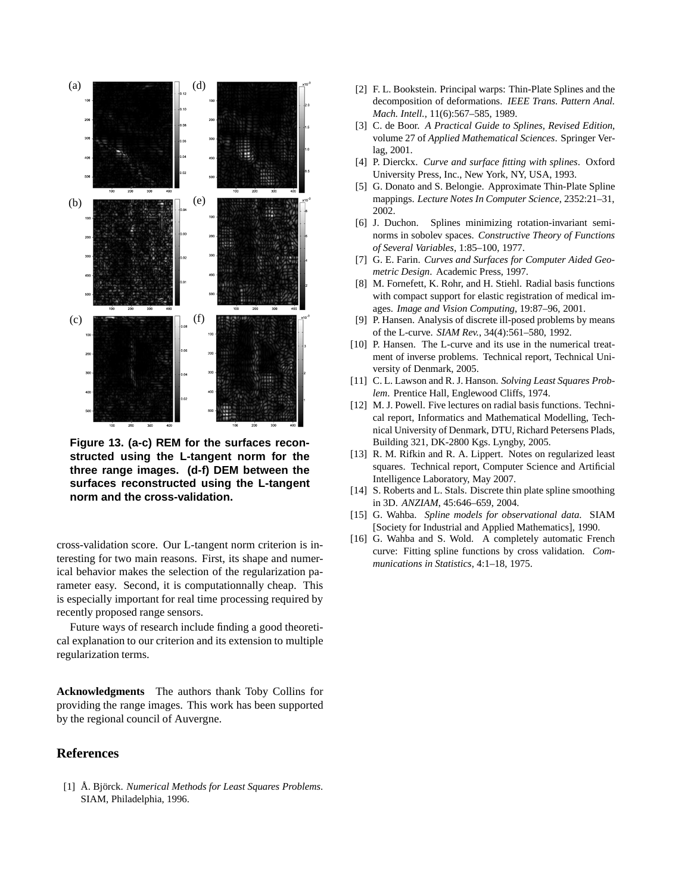(a)

(b)

(c)

(d)

(e)

(f)

**Figure 13. (a-c) REM for the surfaces reconstructed using the L-tangent norm for the three range images. (d-f) DEM between the surfaces reconstructed using the L-tangent norm and the cross-validation.**

cross-validation score. Our L-tangent norm criterion is interesting for two main reasons. First, its shape and numerical behavior makes the selection of the regularization parameter easy. Second, it is computationnally cheap. This is especially important for real time processing required by recently proposed range sensors.

Future ways of research include finding a good theoretical explanation to our criterion and its extension to multiple regularization terms.

**Acknowledgments** The authors thank Toby Collins for providing the range images. This work has been supported by the regional council of Auvergne.

## References

[1] Å. Björck. *Numerical Methods for Least Squares Problems*. SIAM, Philadelphia, 1996.

[2] F. L. Bookstein. Principal warps: Thin-Plate Splines and the decomposition of deformations. *IEEE Trans. Pattern Anal. Mach. Intell.*, 11(6):567–585, 1989.

[3] C. de Boor. *A Practical Guide to Splines, Revised Edition*, volume 27 of *Applied Mathematical Sciences*. Springer Verlag, 2001.

[4] P. Dierckx. *Curve and surface fitting with splines*. Oxford University Press, Inc., New York, NY, USA, 1993.

[5] G. Donato and S. Belongie. Approximate Thin-Plate Spline mappings. *Lecture Notes In Computer Science*, 2352:21–31, 2002.

[6] J. Duchon. Splines minimizing rotation-invariant seminorms in sobolev spaces. *Constructive Theory of Functions of Several Variables*, 1:85–100, 1977.

[7] G. E. Farin. *Curves and Surfaces for Computer Aided Geometric Design*. Academic Press, 1997.

[8] M. Fornefett, K. Rohr, and H. Stiehl. Radial basis functions with compact support for elastic registration of medical images. *Image and Vision Computing*, 19:87–96, 2001.

[9] P. Hansen. Analysis of discrete ill-posed problems by means of the L-curve. *SIAM Rev.*, 34(4):561–580, 1992.

[10] P. Hansen. The L-curve and its use in the numerical treatment of inverse problems. Technical report, Technical University of Denmark, 2005.

[11] C. L. Lawson and R. J. Hanson. *Solving Least Squares Problem*. Prentice Hall, Englewood Cliffs, 1974.

[12] M. J. Powell. Five lectures on radial basis functions. Technical report, Informatics and Mathematical Modelling, Technical University of Denmark, DTU, Richard Petersens Plads, Building 321, DK-2800 Kgs. Lyngby, 2005.

[13] R. M. Rifkin and R. A. Lippert. Notes on regularized least squares. Technical report, Computer Science and Artificial Intelligence Laboratory, May 2007.

[14] S. Roberts and L. Stals. Discrete thin plate spline smoothing in 3D. *ANZIAM*, 45:646–659, 2004.

[15] G. Wahba. *Spline models for observational data*. SIAM [Society for Industrial and Applied Mathematics], 1990.

[16] G. Wahba and S. Wold. A completely automatic French curve: Fitting spline functions by cross validation. *Communications in Statistics*, 4:1–18, 1975.